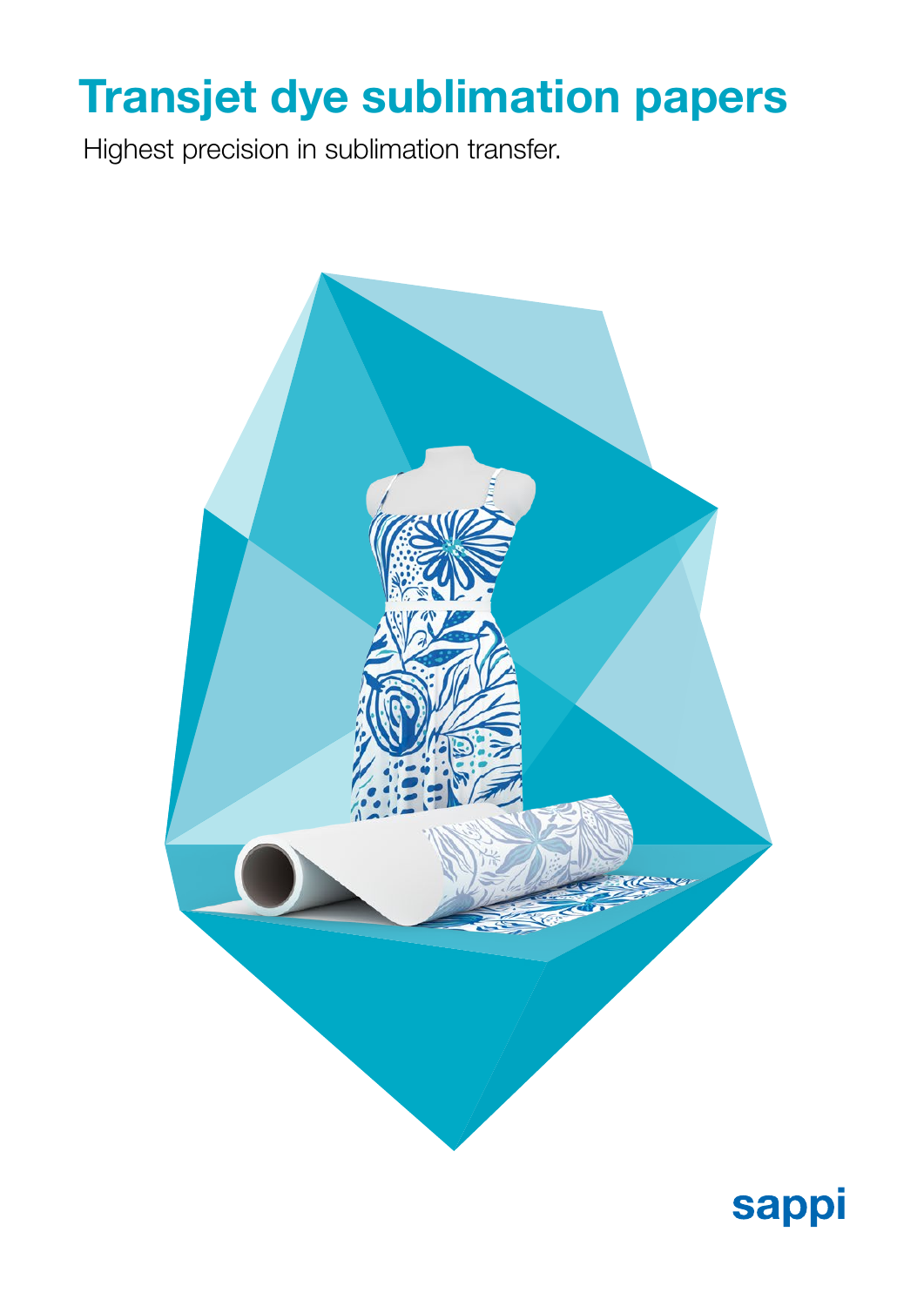# Transjet dye sublimation papers

Highest precision in sublimation transfer.

sappi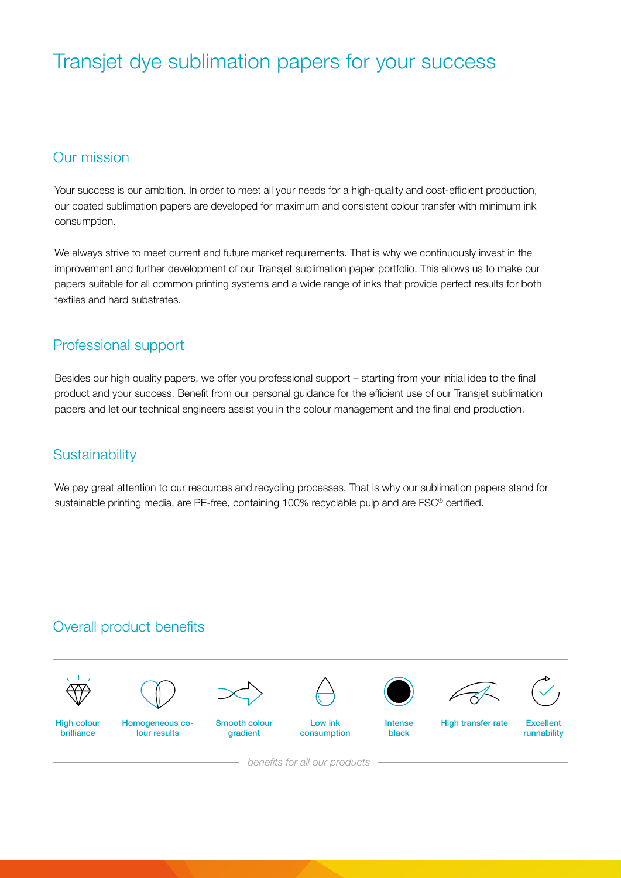# Transjet dye sublimation papers for your success

## Our mission

Your success is our ambition. In order to meet all your needs for a high-quality and cost-efficient production, our coated sublimation papers are developed for maximum and consistent colour transfer with minimum ink consumption.

We always strive to meet current and future market requirements. That is why we continuously invest in the improvement and further development of our Transjet sublimation paper portfolio. This allows us to make our papers suitable for all common printing systems and a wide range of inks that provide perfect results for both textiles and hard substrates.

## Professional support

Besides our high quality papers, we offer you professional support – starting from your initial idea to the final product and your success. Benefit from our personal guidance for the efficient use of our Transjet sublimation papers and let our technical engineers assist you in the colour management and the final end production.

## Sustainability

We pay great attention to our resources and recycling processes. That is why our sublimation papers stand for sustainable printing media, are PE-free, containing 100% recyclable pulp and are FSC® certified.

## Overall product benefits

- High colour brilliance
- Homogeneous colour results
- Smooth colour gradient
- Low ink consumption
- Intense black
- High transfer rate
- Excellent runnability

*benefits for all our products*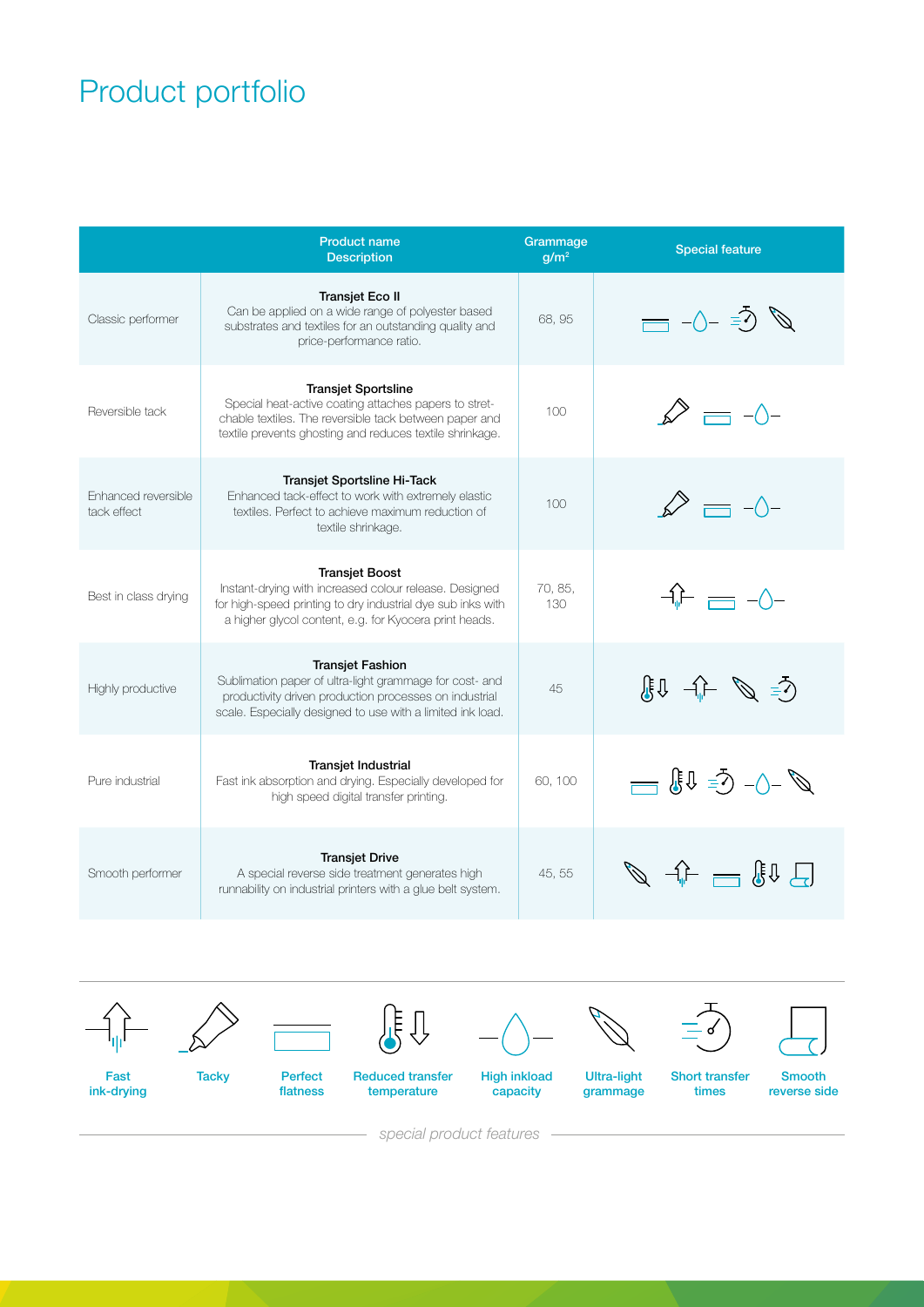# Product portfolio

| | Product name<br>Description | Grammage g/m² | Special feature |
|---|---|---|---|
| Classic performer | **Transjet Eco II**<br>Can be applied on a wide range of polyester based substrates and textiles for an outstanding quality and price-performance ratio. | 68, 95 | Perfect flatness, High inkload capacity, Short transfer times, Ultra-light grammage |
| Reversible tack | **Transjet Sportsline**<br>Special heat-active coating attaches papers to stretchable textiles. The reversible tack between paper and textile prevents ghosting and reduces textile shrinkage. | 100 | Tacky, Perfect flatness, High inkload capacity |
| Enhanced reversible tack effect | **Transjet Sportsline Hi-Tack**<br>Enhanced tack-effect to work with extremely elastic textiles. Perfect to achieve maximum reduction of textile shrinkage. | 100 | Tacky, Perfect flatness, High inkload capacity |
| Best in class drying | **Transjet Boost**<br>Instant-drying with increased colour release. Designed for high-speed printing to dry industrial dye sub inks with a higher glycol content, e.g. for Kyocera print heads. | 70, 85, 130 | Fast ink-drying, Perfect flatness, High inkload capacity |
| Highly productive | **Transjet Fashion**<br>Sublimation paper of ultra-light grammage for cost- and productivity driven production processes on industrial scale. Especially designed to use with a limited ink load. | 45 | Reduced transfer temperature, Fast ink-drying, Ultra-light grammage, Short transfer times |
| Pure industrial | **Transjet Industrial**<br>Fast ink absorption and drying. Especially developed for high speed digital transfer printing. | 60, 100 | Perfect flatness, Reduced transfer temperature, Short transfer times, High inkload capacity, Ultra-light grammage |
| Smooth performer | **Transjet Drive**<br>A special reverse side treatment generates high runnability on industrial printers with a glue belt system. | 45, 55 | Ultra-light grammage, Fast ink-drying, Perfect flatness, Reduced transfer temperature, Smooth reverse side |

Fast ink-drying | Tacky | Perfect flatness | Reduced transfer temperature | High inkload capacity | Ultra-light grammage | Short transfer times | Smooth reverse side

*special product features*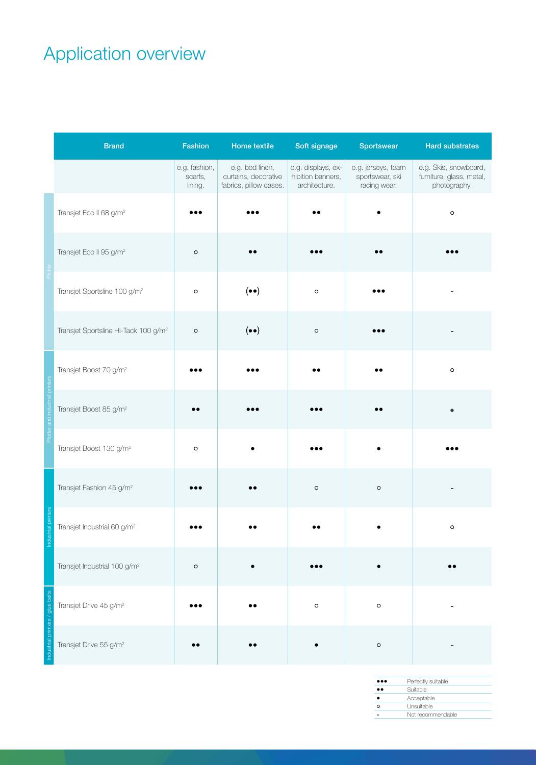# Application overview

| | Brand | Fashion | Home textile | Soft signage | Sportswear | Hard substrates |
|---|---|---|---|---|---|---|
| | | e.g. fashion, scarfs, lining. | e.g. bed linen, curtains, decorative fabrics, pillow cases. | e.g. displays, exhibition banners, architecture. | e.g. jerseys, team sportswear, ski racing wear. | e.g. Skis, snowboard, furniture, glass, metal, photography. |
| Plotter | Transjet Eco II 68 g/m² | ●●● | ●●● | ●● | ● | ○ |
| Plotter | Transjet Eco II 95 g/m² | ○ | ●● | ●●● | ●● | ●●● |
| Plotter | Transjet Sportsline 100 g/m² | ○ | (●●) | ○ | ●●● | - |
| Plotter | Transjet Sportsline Hi-Tack 100 g/m² | ○ | (●●) | ○ | ●●● | - |
| Plotter and industrial printers | Transjet Boost 70 g/m² | ●●● | ●●● | ●● | ●● | ○ |
| Plotter and industrial printers | Transjet Boost 85 g/m² | ●● | ●●● | ●●● | ●● | ● |
| Plotter and industrial printers | Transjet Boost 130 g/m² | ○ | ● | ●●● | ● | ●●● |
| Industrial printers | Transjet Fashion 45 g/m² | ●●● | ●● | ○ | ○ | - |
| Industrial printers | Transjet Industrial 60 g/m² | ●●● | ●● | ●● | ● | ○ |
| Industrial printers | Transjet Industrial 100 g/m² | ○ | ● | ●●● | ● | ●● |
| Industrial printers / glue belts | Transjet Drive 45 g/m² | ●●● | ●● | ○ | ○ | - |
| Industrial printers / glue belts | Transjet Drive 55 g/m² | ●● | ●● | ● | ○ | - |

| Symbol | Meaning |
|---|---|
| ●●● | Perfectly suitable |
| ●● | Suitable |
| ● | Acceptable |
| ○ | Unsuitable |
| - | Not recommendable |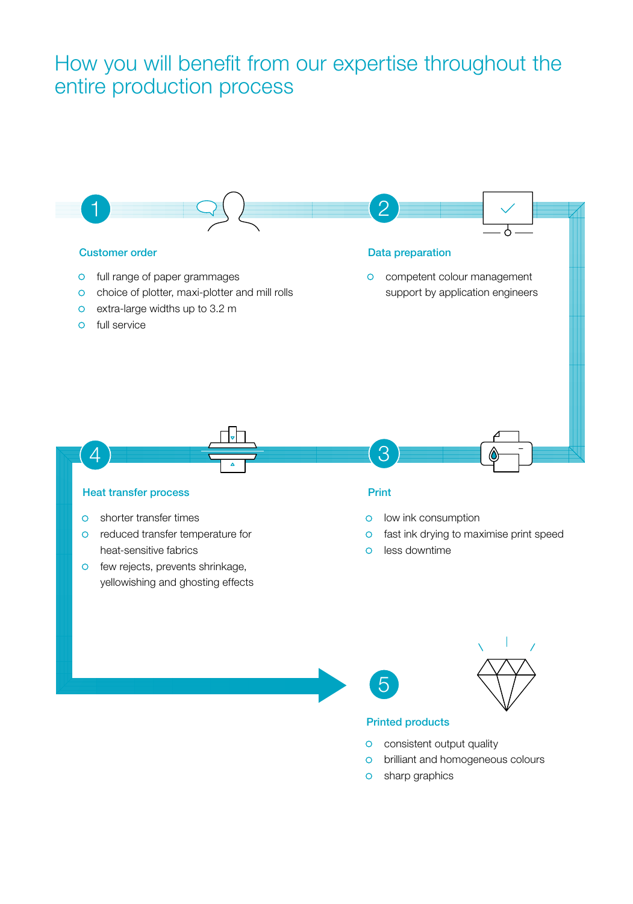# How you will benefit from our expertise throughout the entire production process

### 1 Customer order

- full range of paper grammages
- choice of plotter, maxi-plotter and mill rolls
- extra-large widths up to 3.2 m
- full service

### 2 Data preparation

- competent colour management support by application engineers

### 3 Print

- low ink consumption
- fast ink drying to maximise print speed
- less downtime

### 4 Heat transfer process

- shorter transfer times
- reduced transfer temperature for heat-sensitive fabrics
- few rejects, prevents shrinkage, yellowishing and ghosting effects

### 5 Printed products

- consistent output quality
- brilliant and homogeneous colours
- sharp graphics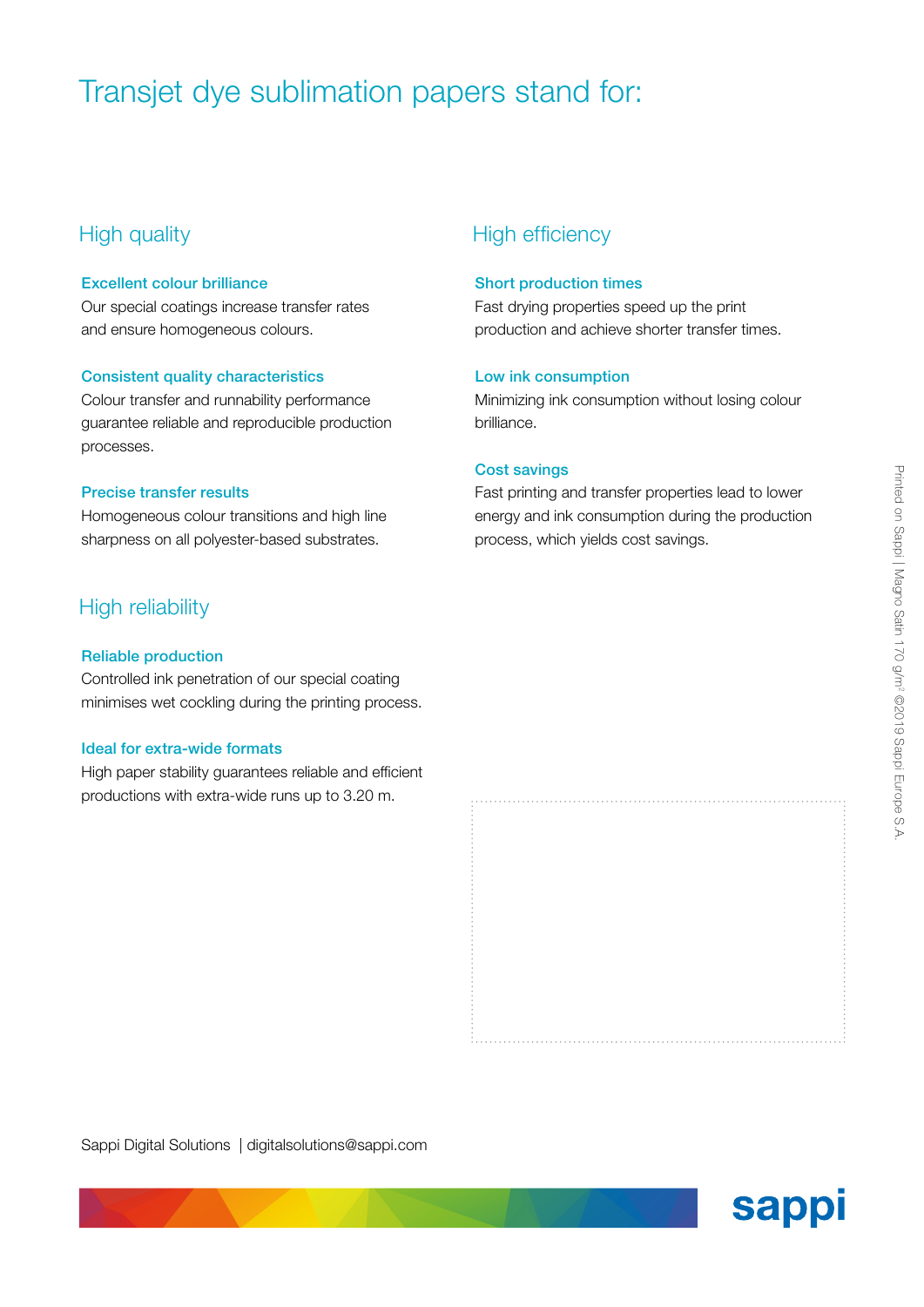# Transjet dye sublimation papers stand for:

## High quality

### Excellent colour brilliance

Our special coatings increase transfer rates and ensure homogeneous colours.

### Consistent quality characteristics

Colour transfer and runnability performance guarantee reliable and reproducible production processes.

### Precise transfer results

Homogeneous colour transitions and high line sharpness on all polyester-based substrates.

## High reliability

### Reliable production

Controlled ink penetration of our special coating minimises wet cockling during the printing process.

### Ideal for extra-wide formats

High paper stability guarantees reliable and efficient productions with extra-wide runs up to 3.20 m.

## High efficiency

### Short production times

Fast drying properties speed up the print production and achieve shorter transfer times.

### Low ink consumption

Minimizing ink consumption without losing colour brilliance.

### Cost savings

Fast printing and transfer properties lead to lower energy and ink consumption during the production process, which yields cost savings.

Printed on Sappi | Magno Satin 170 g/m² ©2019 Sappi Europe S.A.

Sappi Digital Solutions | digitalsolutions@sappi.com

sappi